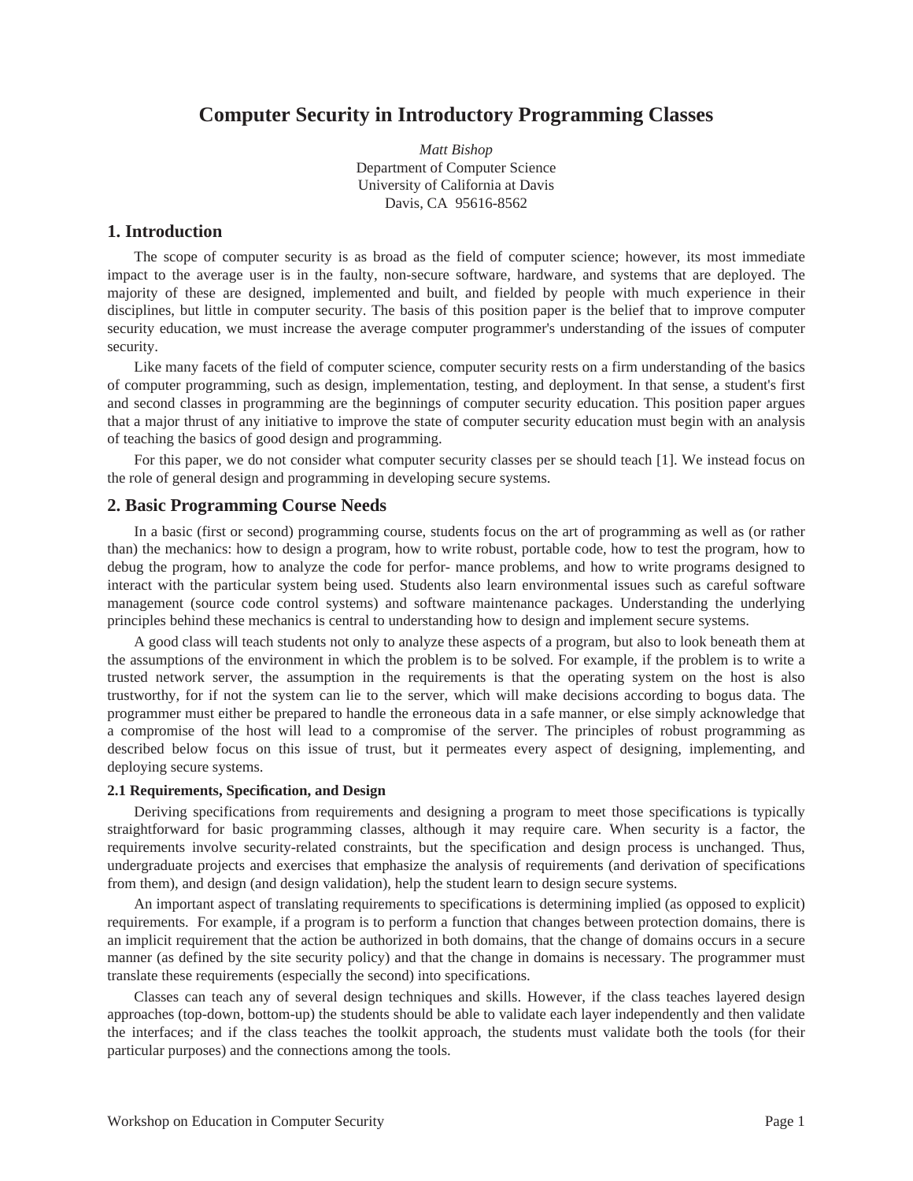# Computer Security in Introductory Programming Classes

*Matt Bishop*
Department of Computer Science
University of California at Davis
Davis, CA 95616-8562

## 1. Introduction

The scope of computer security is as broad as the field of computer science; however, its most immediate impact to the average user is in the faulty, non-secure software, hardware, and systems that are deployed. The majority of these are designed, implemented and built, and fielded by people with much experience in their disciplines, but little in computer security. The basis of this position paper is the belief that to improve computer security education, we must increase the average computer programmer's understanding of the issues of computer security.

Like many facets of the field of computer science, computer security rests on a firm understanding of the basics of computer programming, such as design, implementation, testing, and deployment. In that sense, a student's first and second classes in programming are the beginnings of computer security education. This position paper argues that a major thrust of any initiative to improve the state of computer security education must begin with an analysis of teaching the basics of good design and programming.

For this paper, we do not consider what computer security classes per se should teach [1]. We instead focus on the role of general design and programming in developing secure systems.

## 2. Basic Programming Course Needs

In a basic (first or second) programming course, students focus on the art of programming as well as (or rather than) the mechanics: how to design a program, how to write robust, portable code, how to test the program, how to debug the program, how to analyze the code for perfor- mance problems, and how to write programs designed to interact with the particular system being used. Students also learn environmental issues such as careful software management (source code control systems) and software maintenance packages. Understanding the underlying principles behind these mechanics is central to understanding how to design and implement secure systems.

A good class will teach students not only to analyze these aspects of a program, but also to look beneath them at the assumptions of the environment in which the problem is to be solved. For example, if the problem is to write a trusted network server, the assumption in the requirements is that the operating system on the host is also trustworthy, for if not the system can lie to the server, which will make decisions according to bogus data. The programmer must either be prepared to handle the erroneous data in a safe manner, or else simply acknowledge that a compromise of the host will lead to a compromise of the server. The principles of robust programming as described below focus on this issue of trust, but it permeates every aspect of designing, implementing, and deploying secure systems.

### 2.1 Requirements, Specification, and Design

Deriving specifications from requirements and designing a program to meet those specifications is typically straightforward for basic programming classes, although it may require care. When security is a factor, the requirements involve security-related constraints, but the specification and design process is unchanged. Thus, undergraduate projects and exercises that emphasize the analysis of requirements (and derivation of specifications from them), and design (and design validation), help the student learn to design secure systems.

An important aspect of translating requirements to specifications is determining implied (as opposed to explicit) requirements. For example, if a program is to perform a function that changes between protection domains, there is an implicit requirement that the action be authorized in both domains, that the change of domains occurs in a secure manner (as defined by the site security policy) and that the change in domains is necessary. The programmer must translate these requirements (especially the second) into specifications.

Classes can teach any of several design techniques and skills. However, if the class teaches layered design approaches (top-down, bottom-up) the students should be able to validate each layer independently and then validate the interfaces; and if the class teaches the toolkit approach, the students must validate both the tools (for their particular purposes) and the connections among the tools.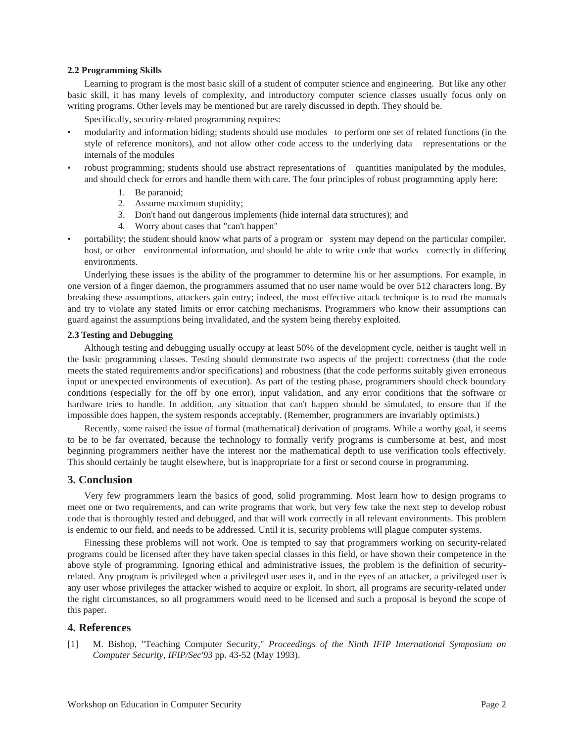### 2.2 Programming Skills

Learning to program is the most basic skill of a student of computer science and engineering. But like any other basic skill, it has many levels of complexity, and introductory computer science classes usually focus only on writing programs. Other levels may be mentioned but are rarely discussed in depth. They should be.

Specifically, security-related programming requires:

- modularity and information hiding; students should use modules to perform one set of related functions (in the style of reference monitors), and not allow other code access to the underlying data representations or the internals of the modules
- robust programming; students should use abstract representations of quantities manipulated by the modules, and should check for errors and handle them with care. The four principles of robust programming apply here:
    1. Be paranoid;
    2. Assume maximum stupidity;
    3. Don't hand out dangerous implements (hide internal data structures); and
    4. Worry about cases that "can't happen"
- portability; the student should know what parts of a program or system may depend on the particular compiler, host, or other environmental information, and should be able to write code that works correctly in differing environments.

Underlying these issues is the ability of the programmer to determine his or her assumptions. For example, in one version of a finger daemon, the programmers assumed that no user name would be over 512 characters long. By breaking these assumptions, attackers gain entry; indeed, the most effective attack technique is to read the manuals and try to violate any stated limits or error catching mechanisms. Programmers who know their assumptions can guard against the assumptions being invalidated, and the system being thereby exploited.

### 2.3 Testing and Debugging

Although testing and debugging usually occupy at least 50% of the development cycle, neither is taught well in the basic programming classes. Testing should demonstrate two aspects of the project: correctness (that the code meets the stated requirements and/or specifications) and robustness (that the code performs suitably given erroneous input or unexpected environments of execution). As part of the testing phase, programmers should check boundary conditions (especially for the off by one error), input validation, and any error conditions that the software or hardware tries to handle. In addition, any situation that can't happen should be simulated, to ensure that if the impossible does happen, the system responds acceptably. (Remember, programmers are invariably optimists.)

Recently, some raised the issue of formal (mathematical) derivation of programs. While a worthy goal, it seems to be to be far overrated, because the technology to formally verify programs is cumbersome at best, and most beginning programmers neither have the interest nor the mathematical depth to use verification tools effectively. This should certainly be taught elsewhere, but is inappropriate for a first or second course in programming.

## 3. Conclusion

Very few programmers learn the basics of good, solid programming. Most learn how to design programs to meet one or two requirements, and can write programs that work, but very few take the next step to develop robust code that is thoroughly tested and debugged, and that will work correctly in all relevant environments. This problem is endemic to our field, and needs to be addressed. Until it is, security problems will plague computer systems.

Finessing these problems will not work. One is tempted to say that programmers working on security-related programs could be licensed after they have taken special classes in this field, or have shown their competence in the above style of programming. Ignoring ethical and administrative issues, the problem is the definition of security-related. Any program is privileged when a privileged user uses it, and in the eyes of an attacker, a privileged user is any user whose privileges the attacker wished to acquire or exploit. In short, all programs are security-related under the right circumstances, so all programmers would need to be licensed and such a proposal is beyond the scope of this paper.

## 4. References

[1] M. Bishop, "Teaching Computer Security," *Proceedings of the Ninth IFIP International Symposium on Computer Security, IFIP/Sec'93* pp. 43-52 (May 1993).